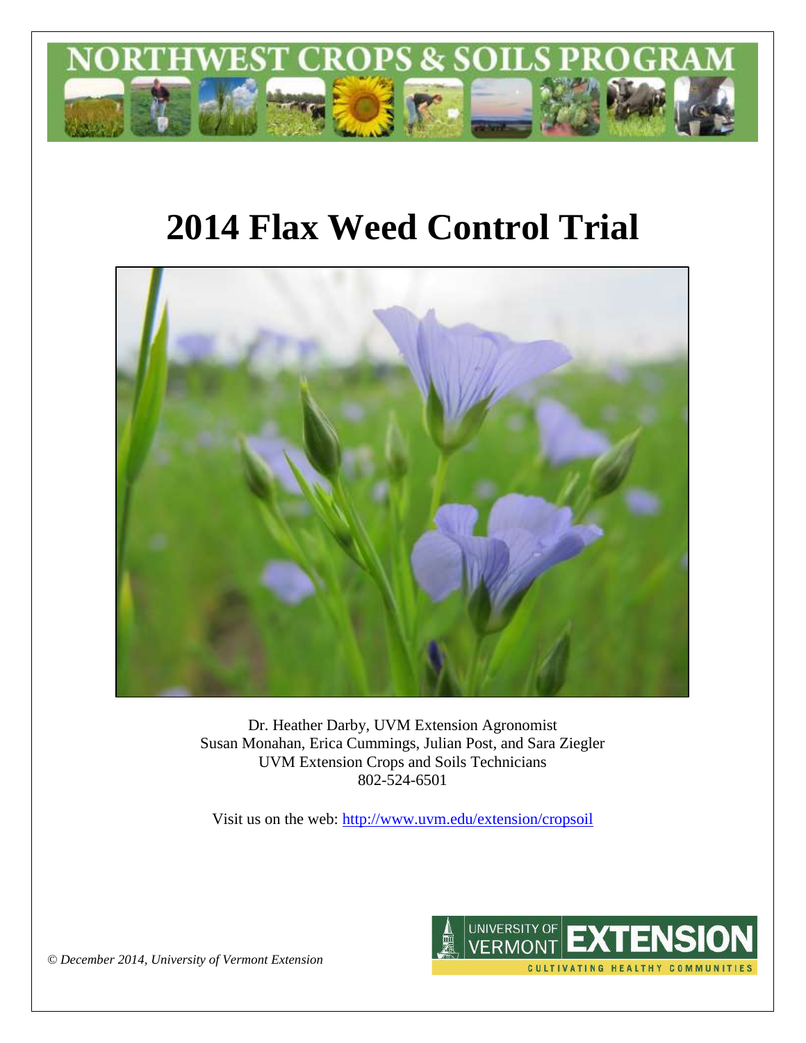# 2014 Flax Weed Control Trial

Dr. Heather Darby, UVM Extension Agronomist
Susan Monahan, Erica Cummings, Julian Post, and Sara Ziegler
UVM Extension Crops and Soils Technicians
802-524-6501

Visit us on the web: http://www.uvm.edu/extension/cropsoil

*© December 2014, University of Vermont Extension*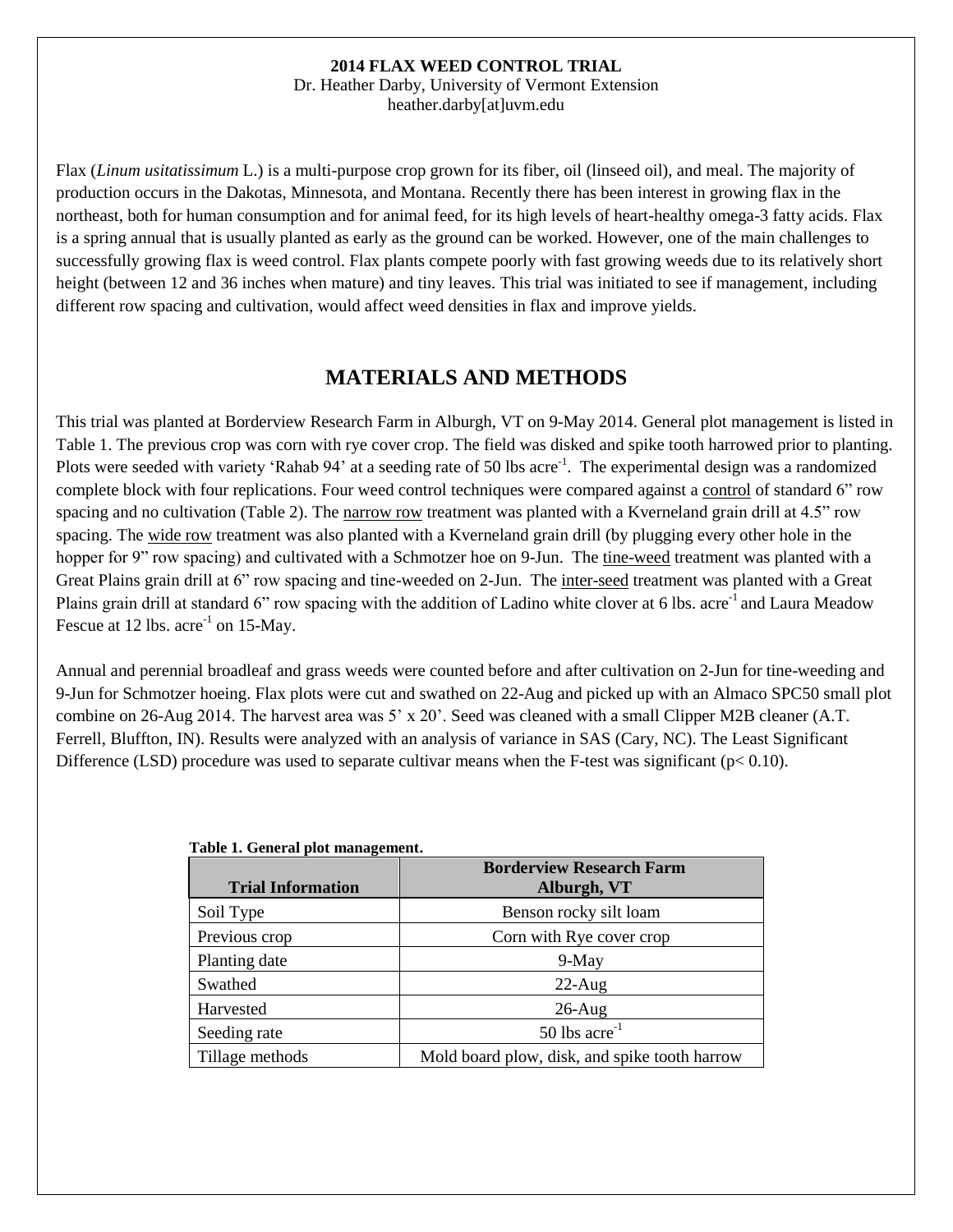**2014 FLAX WEED CONTROL TRIAL**
Dr. Heather Darby, University of Vermont Extension
heather.darby[at]uvm.edu

Flax (*Linum usitatissimum* L.) is a multi-purpose crop grown for its fiber, oil (linseed oil), and meal. The majority of production occurs in the Dakotas, Minnesota, and Montana. Recently there has been interest in growing flax in the northeast, both for human consumption and for animal feed, for its high levels of heart-healthy omega-3 fatty acids. Flax is a spring annual that is usually planted as early as the ground can be worked. However, one of the main challenges to successfully growing flax is weed control. Flax plants compete poorly with fast growing weeds due to its relatively short height (between 12 and 36 inches when mature) and tiny leaves. This trial was initiated to see if management, including different row spacing and cultivation, would affect weed densities in flax and improve yields.

## MATERIALS AND METHODS

This trial was planted at Borderview Research Farm in Alburgh, VT on 9-May 2014. General plot management is listed in Table 1. The previous crop was corn with rye cover crop. The field was disked and spike tooth harrowed prior to planting. Plots were seeded with variety 'Rahab 94' at a seeding rate of 50 lbs acre$^{-1}$. The experimental design was a randomized complete block with four replications. Four weed control techniques were compared against a control of standard 6" row spacing and no cultivation (Table 2). The narrow row treatment was planted with a Kverneland grain drill at 4.5" row spacing. The wide row treatment was also planted with a Kverneland grain drill (by plugging every other hole in the hopper for 9" row spacing) and cultivated with a Schmotzer hoe on 9-Jun. The tine-weed treatment was planted with a Great Plains grain drill at 6" row spacing and tine-weeded on 2-Jun. The inter-seed treatment was planted with a Great Plains grain drill at standard 6" row spacing with the addition of Ladino white clover at 6 lbs. acre$^{-1}$ and Laura Meadow Fescue at 12 lbs. acre$^{-1}$ on 15-May.

Annual and perennial broadleaf and grass weeds were counted before and after cultivation on 2-Jun for tine-weeding and 9-Jun for Schmotzer hoeing. Flax plots were cut and swathed on 22-Aug and picked up with an Almaco SPC50 small plot combine on 26-Aug 2014. The harvest area was 5' x 20'. Seed was cleaned with a small Clipper M2B cleaner (A.T. Ferrell, Bluffton, IN). Results were analyzed with an analysis of variance in SAS (Cary, NC). The Least Significant Difference (LSD) procedure was used to separate cultivar means when the F-test was significant ($p < 0.10$).

**Table 1. General plot management.**

| Trial Information | Borderview Research Farm Alburgh, VT |
|---|---|
| Soil Type | Benson rocky silt loam |
| Previous crop | Corn with Rye cover crop |
| Planting date | 9-May |
| Swathed | 22-Aug |
| Harvested | 26-Aug |
| Seeding rate | 50 lbs acre$^{-1}$ |
| Tillage methods | Mold board plow, disk, and spike tooth harrow |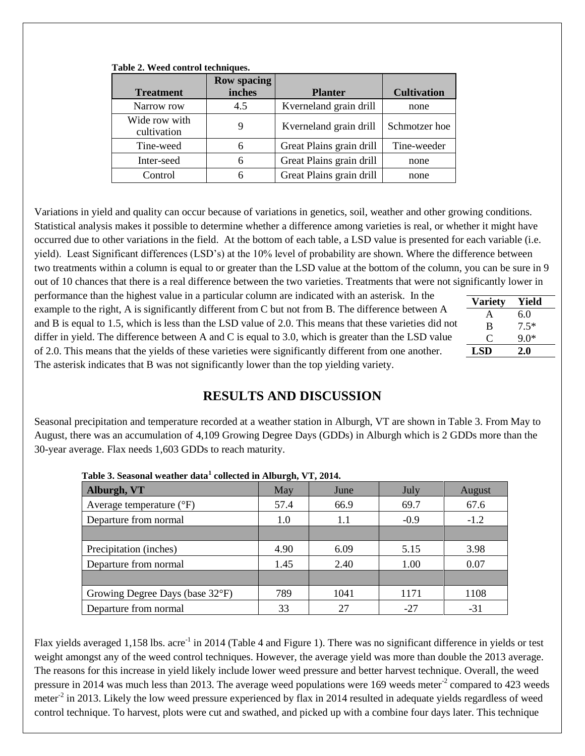**Table 2. Weed control techniques.**

| Treatment | Row spacing inches | Planter | Cultivation |
|---|---|---|---|
| Narrow row | 4.5 | Kverneland grain drill | none |
| Wide row with cultivation | 9 | Kverneland grain drill | Schmotzer hoe |
| Tine-weed | 6 | Great Plains grain drill | Tine-weeder |
| Inter-seed | 6 | Great Plains grain drill | none |
| Control | 6 | Great Plains grain drill | none |

Variations in yield and quality can occur because of variations in genetics, soil, weather and other growing conditions. Statistical analysis makes it possible to determine whether a difference among varieties is real, or whether it might have occurred due to other variations in the field. At the bottom of each table, a LSD value is presented for each variable (i.e. yield). Least Significant differences (LSD's) at the 10% level of probability are shown. Where the difference between two treatments within a column is equal to or greater than the LSD value at the bottom of the column, you can be sure in 9 out of 10 chances that there is a real difference between the two varieties. Treatments that were not significantly lower in performance than the highest value in a particular column are indicated with an asterisk. In the example to the right, A is significantly different from C but not from B. The difference between A and B is equal to 1.5, which is less than the LSD value of 2.0. This means that these varieties did not differ in yield. The difference between A and C is equal to 3.0, which is greater than the LSD value of 2.0. This means that the yields of these varieties were significantly different from one another. The asterisk indicates that B was not significantly lower than the top yielding variety.

| Variety | Yield |
|---|---|
| A | 6.0 |
| B | 7.5* |
| C | 9.0* |
| **LSD** | **2.0** |

## RESULTS AND DISCUSSION

Seasonal precipitation and temperature recorded at a weather station in Alburgh, VT are shown in Table 3. From May to August, there was an accumulation of 4,109 Growing Degree Days (GDDs) in Alburgh which is 2 GDDs more than the 30-year average. Flax needs 1,603 GDDs to reach maturity.

**Table 3. Seasonal weather data[1] collected in Alburgh, VT, 2014.**

| Alburgh, VT | May | June | July | August |
|---|---|---|---|---|
| Average temperature (°F) | 57.4 | 66.9 | 69.7 | 67.6 |
| Departure from normal | 1.0 | 1.1 | -0.9 | -1.2 |
| | | | | |
| Precipitation (inches) | 4.90 | 6.09 | 5.15 | 3.98 |
| Departure from normal | 1.45 | 2.40 | 1.00 | 0.07 |
| | | | | |
| Growing Degree Days (base 32°F) | 789 | 1041 | 1171 | 1108 |
| Departure from normal | 33 | 27 | -27 | -31 |

Flax yields averaged 1,158 lbs. acre$^{-1}$ in 2014 (Table 4 and Figure 1). There was no significant difference in yields or test weight amongst any of the weed control techniques. However, the average yield was more than double the 2013 average. The reasons for this increase in yield likely include lower weed pressure and better harvest technique. Overall, the weed pressure in 2014 was much less than 2013. The average weed populations were 169 weeds meter$^{-2}$ compared to 423 weeds meter$^{-2}$ in 2013. Likely the low weed pressure experienced by flax in 2014 resulted in adequate yields regardless of weed control technique. To harvest, plots were cut and swathed, and picked up with a combine four days later. This technique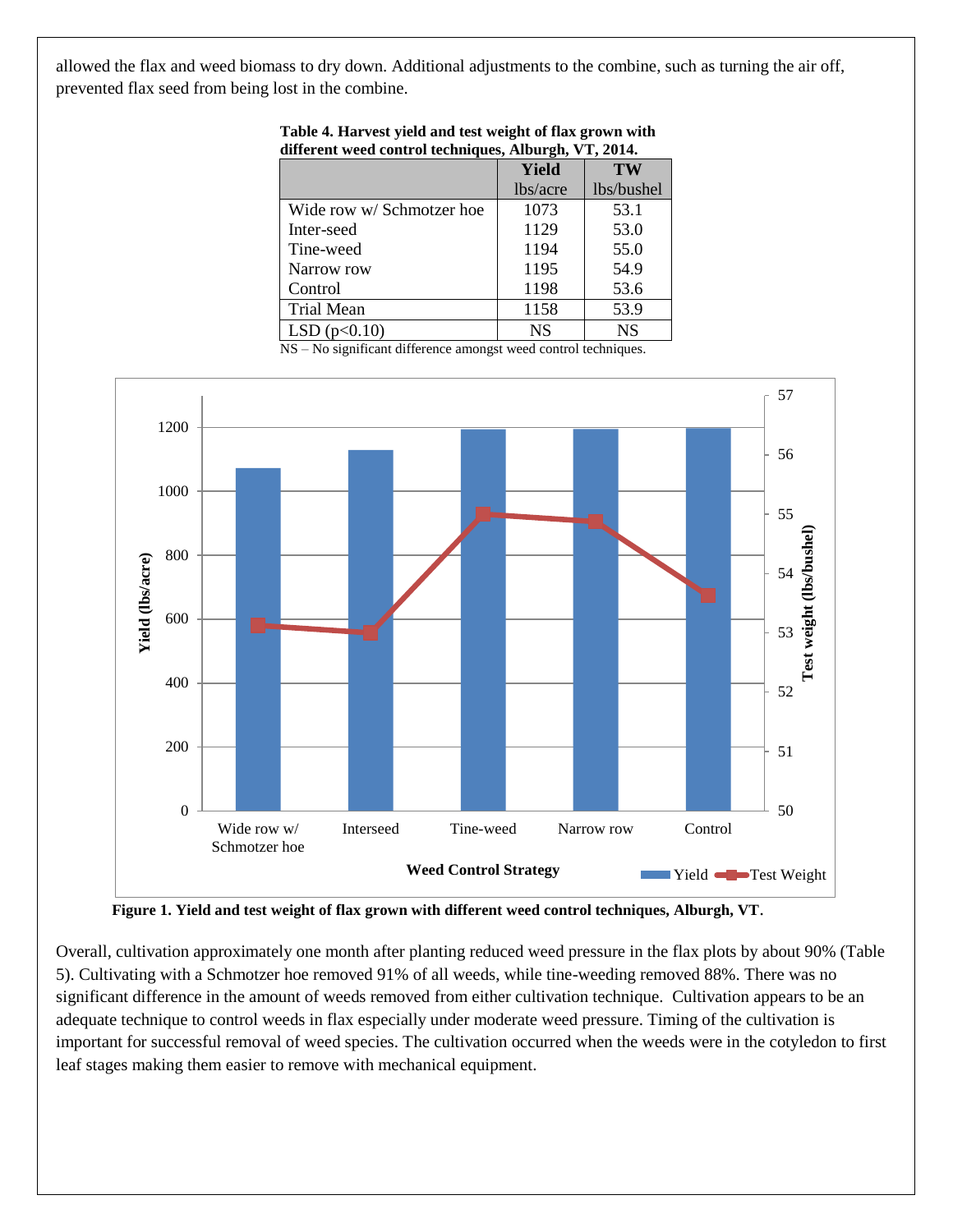allowed the flax and weed biomass to dry down. Additional adjustments to the combine, such as turning the air off, prevented flax seed from being lost in the combine.

**Table 4. Harvest yield and test weight of flax grown with different weed control techniques, Alburgh, VT, 2014.**

| | Yield | TW |
|---|---|---|
| | lbs/acre | lbs/bushel |
| Wide row w/ Schmotzer hoe | 1073 | 53.1 |
| Inter-seed | 1129 | 53.0 |
| Tine-weed | 1194 | 55.0 |
| Narrow row | 1195 | 54.9 |
| Control | 1198 | 53.6 |
| Trial Mean | 1158 | 53.9 |
| LSD (p<0.10) | NS | NS |

NS – No significant difference amongst weed control techniques.

**Figure 1. Yield and test weight of flax grown with different weed control techniques, Alburgh, VT.**

Overall, cultivation approximately one month after planting reduced weed pressure in the flax plots by about 90% (Table 5). Cultivating with a Schmotzer hoe removed 91% of all weeds, while tine-weeding removed 88%. There was no significant difference in the amount of weeds removed from either cultivation technique. Cultivation appears to be an adequate technique to control weeds in flax especially under moderate weed pressure. Timing of the cultivation is important for successful removal of weed species. The cultivation occurred when the weeds were in the cotyledon to first leaf stages making them easier to remove with mechanical equipment.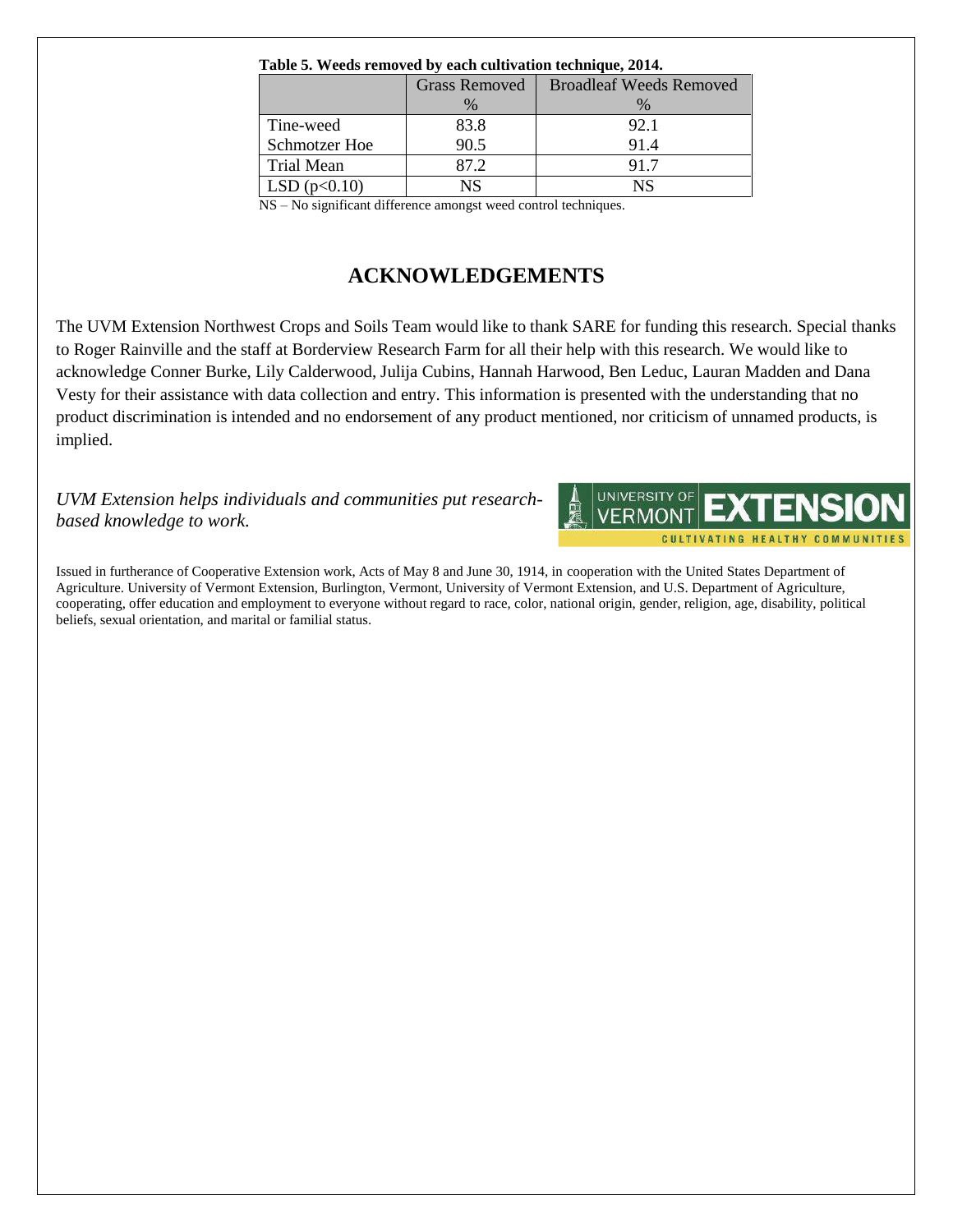**Table 5. Weeds removed by each cultivation technique, 2014.**

| | Grass Removed | Broadleaf Weeds Removed |
|---|---|---|
| | % | % |
| Tine-weed | 83.8 | 92.1 |
| Schmotzer Hoe | 90.5 | 91.4 |
| Trial Mean | 87.2 | 91.7 |
| LSD ($p<0.10$) | NS | NS |

NS – No significant difference amongst weed control techniques.

## ACKNOWLEDGEMENTS

The UVM Extension Northwest Crops and Soils Team would like to thank SARE for funding this research. Special thanks to Roger Rainville and the staff at Borderview Research Farm for all their help with this research. We would like to acknowledge Conner Burke, Lily Calderwood, Julija Cubins, Hannah Harwood, Ben Leduc, Lauran Madden and Dana Vesty for their assistance with data collection and entry. This information is presented with the understanding that no product discrimination is intended and no endorsement of any product mentioned, nor criticism of unnamed products, is implied.

*UVM Extension helps individuals and communities put research-based knowledge to work.*

UNIVERSITY OF VERMONT EXTENSION
CULTIVATING HEALTHY COMMUNITIES

Issued in furtherance of Cooperative Extension work, Acts of May 8 and June 30, 1914, in cooperation with the United States Department of Agriculture. University of Vermont Extension, Burlington, Vermont, University of Vermont Extension, and U.S. Department of Agriculture, cooperating, offer education and employment to everyone without regard to race, color, national origin, gender, religion, age, disability, political beliefs, sexual orientation, and marital or familial status.